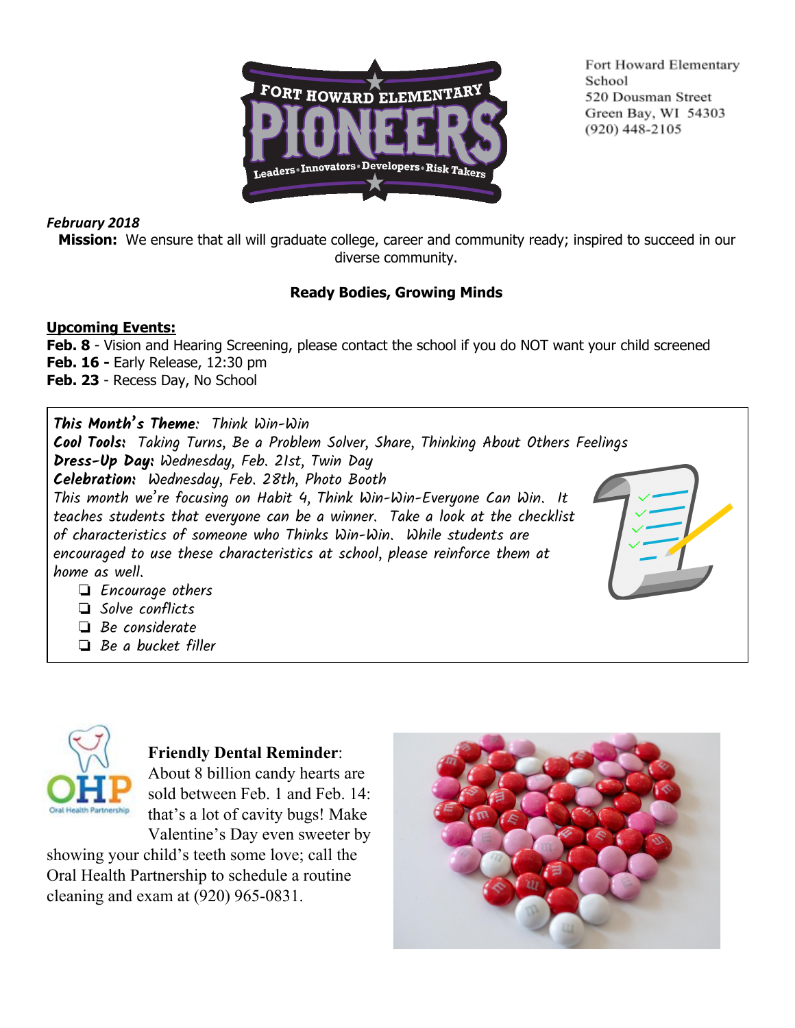Fort Howard Elementary School
520 Dousman Street
Green Bay, WI 54303
(920) 448-2105

***February 2018***

**Mission:** We ensure that all will graduate college, career and community ready; inspired to succeed in our diverse community.

**Ready Bodies, Growing Minds**

**Upcoming Events:**

**Feb. 8** - Vision and Hearing Screening, please contact the school if you do NOT want your child screened
**Feb. 16 -** Early Release, 12:30 pm
**Feb. 23** - Recess Day, No School

**This Month's Theme**: Think Win-Win
**Cool Tools:** Taking Turns, Be a Problem Solver, Share, Thinking About Others Feelings
**Dress-Up Day:** Wednesday, Feb. 21st, Twin Day
**Celebration:** Wednesday, Feb. 28th, Photo Booth

This month we're focusing on Habit 4, Think Win-Win-Everyone Can Win. It teaches students that everyone can be a winner. Take a look at the checklist of characteristics of someone who Thinks Win-Win. While students are encouraged to use these characteristics at school, please reinforce them at home as well.

- ❏ Encourage others
- ❏ Solve conflicts
- ❏ Be considerate
- ❏ Be a bucket filler

**Friendly Dental Reminder**: About 8 billion candy hearts are sold between Feb. 1 and Feb. 14: that's a lot of cavity bugs! Make Valentine's Day even sweeter by showing your child's teeth some love; call the Oral Health Partnership to schedule a routine cleaning and exam at (920) 965-0831.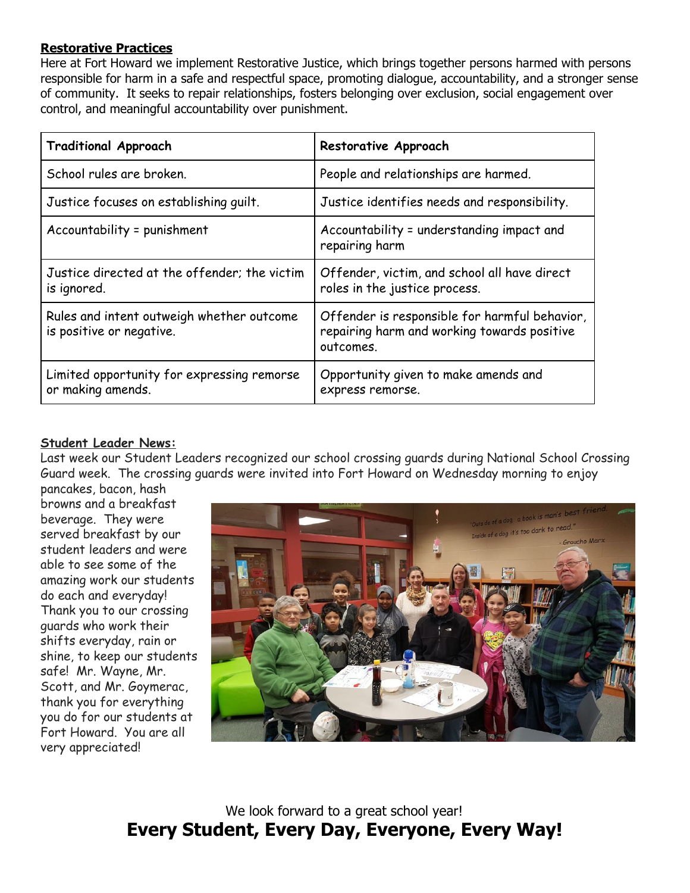**Restorative Practices**

Here at Fort Howard we implement Restorative Justice, which brings together persons harmed with persons responsible for harm in a safe and respectful space, promoting dialogue, accountability, and a stronger sense of community. It seeks to repair relationships, fosters belonging over exclusion, social engagement over control, and meaningful accountability over punishment.

| Traditional Approach | Restorative Approach |
|---|---|
| School rules are broken. | People and relationships are harmed. |
| Justice focuses on establishing guilt. | Justice identifies needs and responsibility. |
| Accountability = punishment | Accountability = understanding impact and repairing harm |
| Justice directed at the offender; the victim is ignored. | Offender, victim, and school all have direct roles in the justice process. |
| Rules and intent outweigh whether outcome is positive or negative. | Offender is responsible for harmful behavior, repairing harm and working towards positive outcomes. |
| Limited opportunity for expressing remorse or making amends. | Opportunity given to make amends and express remorse. |

**Student Leader News:**

Last week our Student Leaders recognized our school crossing guards during National School Crossing Guard week. The crossing guards were invited into Fort Howard on Wednesday morning to enjoy pancakes, bacon, hash browns and a breakfast beverage. They were served breakfast by our student leaders and were able to see some of the amazing work our students do each and everyday! Thank you to our crossing guards who work their shifts everyday, rain or shine, to keep our students safe! Mr. Wayne, Mr. Scott, and Mr. Goymerac, thank you for everything you do for our students at Fort Howard. You are all very appreciated!

We look forward to a great school year!

**Every Student, Every Day, Everyone, Every Way!**